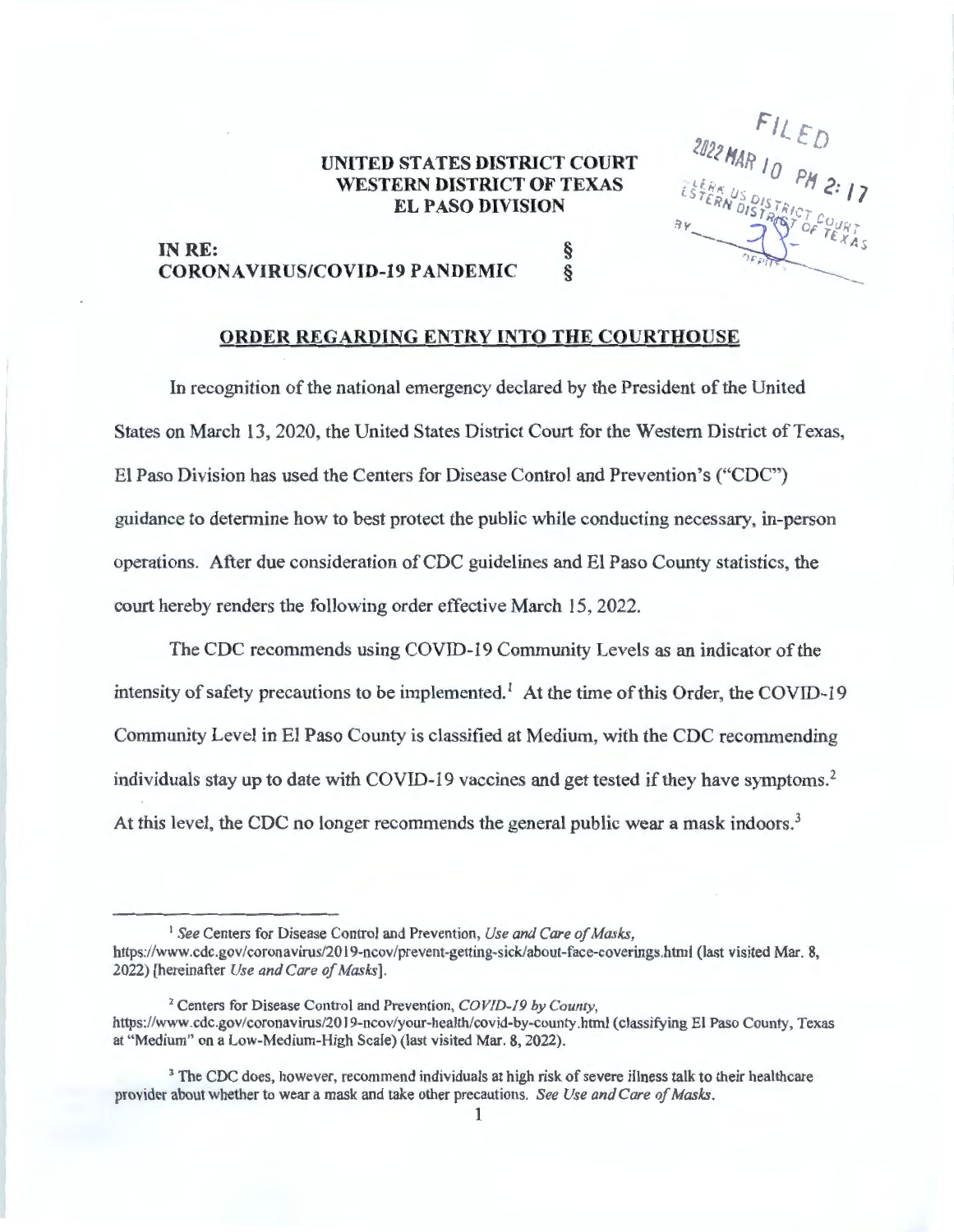FILED
2022 MAR 10 PM 2:17
CLERK US DISTRICT COURT
WESTERN DISTRICT OF TEXAS
BY ______
DEPUTY

**UNITED STATES DISTRICT COURT**
**WESTERN DISTRICT OF TEXAS**
**EL PASO DIVISION**

**IN RE:** §
**CORONAVIRUS/COVID-19 PANDEMIC** §

**ORDER REGARDING ENTRY INTO THE COURTHOUSE**

In recognition of the national emergency declared by the President of the United States on March 13, 2020, the United States District Court for the Western District of Texas, El Paso Division has used the Centers for Disease Control and Prevention's ("CDC") guidance to determine how to best protect the public while conducting necessary, in-person operations. After due consideration of CDC guidelines and El Paso County statistics, the court hereby renders the following order effective March 15, 2022.

The CDC recommends using COVID-19 Community Levels as an indicator of the intensity of safety precautions to be implemented.[1] At the time of this Order, the COVID-19 Community Level in El Paso County is classified at Medium, with the CDC recommending individuals stay up to date with COVID-19 vaccines and get tested if they have symptoms.[2] At this level, the CDC no longer recommends the general public wear a mask indoors.[3]

---

[1] *See* Centers for Disease Control and Prevention, *Use and Care of Masks*, https://www.cdc.gov/coronavirus/2019-ncov/prevent-getting-sick/about-face-coverings.html (last visited Mar. 8, 2022) [hereinafter *Use and Care of Masks*].

[2] Centers for Disease Control and Prevention, *COVID-19 by County*, https://www.cdc.gov/coronavirus/2019-ncov/your-health/covid-by-county.html (classifying El Paso County, Texas at "Medium" on a Low-Medium-High Scale) (last visited Mar. 8, 2022).

[3] The CDC does, however, recommend individuals at high risk of severe illness talk to their healthcare provider about whether to wear a mask and take other precautions. *See Use and Care of Masks*.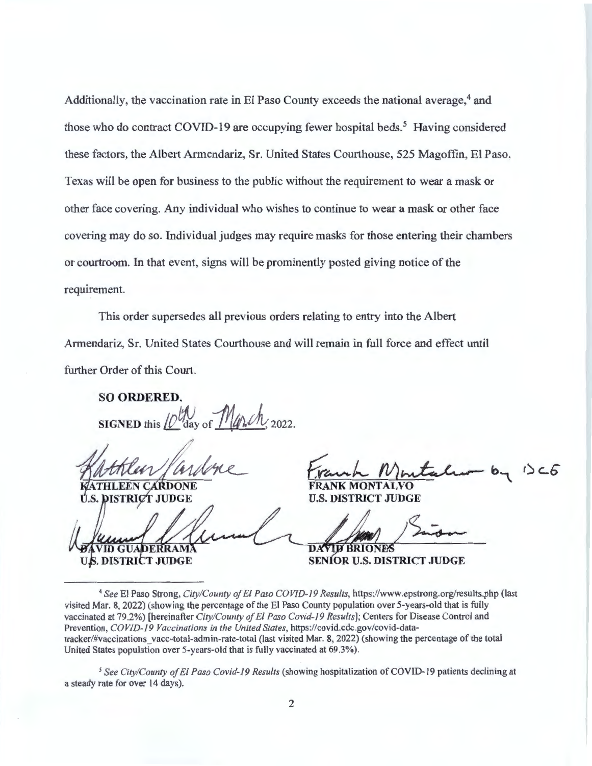Additionally, the vaccination rate in El Paso County exceeds the national average,[4] and those who do contract COVID-19 are occupying fewer hospital beds.[5] Having considered these factors, the Albert Armendariz, Sr. United States Courthouse, 525 Magoffin, El Paso, Texas will be open for business to the public without the requirement to wear a mask or other face covering. Any individual who wishes to continue to wear a mask or other face covering may do so. Individual judges may require masks for those entering their chambers or courtroom. In that event, signs will be prominently posted giving notice of the requirement.

This order supersedes all previous orders relating to entry into the Albert Armendariz, Sr. United States Courthouse and will remain in full force and effect until further Order of this Court.

**SO ORDERED.**

**SIGNED** this 10th day of March, 2022.

**KATHLEEN CARDONE**
**U.S. DISTRICT JUDGE**

**FRANK MONTALVO** by DCG
**U.S. DISTRICT JUDGE**

**DAVID GUADERRAMA**
**U.S. DISTRICT JUDGE**

**DAVID BRIONES**
**SENIOR U.S. DISTRICT JUDGE**

---

[4] *See* El Paso Strong, *City/County of El Paso COVID-19 Results*, https://www.epstrong.org/results.php (last visited Mar. 8, 2022) (showing the percentage of the El Paso County population over 5-years-old that is fully vaccinated at 79.2%) [hereinafter *City/County of El Paso Covid-19 Results*]; Centers for Disease Control and Prevention, *COVID-19 Vaccinations in the United States*, https://covid.cdc.gov/covid-data-tracker/#vaccinations_vacc-total-admin-rate-total (last visited Mar. 8, 2022) (showing the percentage of the total United States population over 5-years-old that is fully vaccinated at 69.3%).

[5] *See City/County of El Paso Covid-19 Results* (showing hospitalization of COVID-19 patients declining at a steady rate for over 14 days).